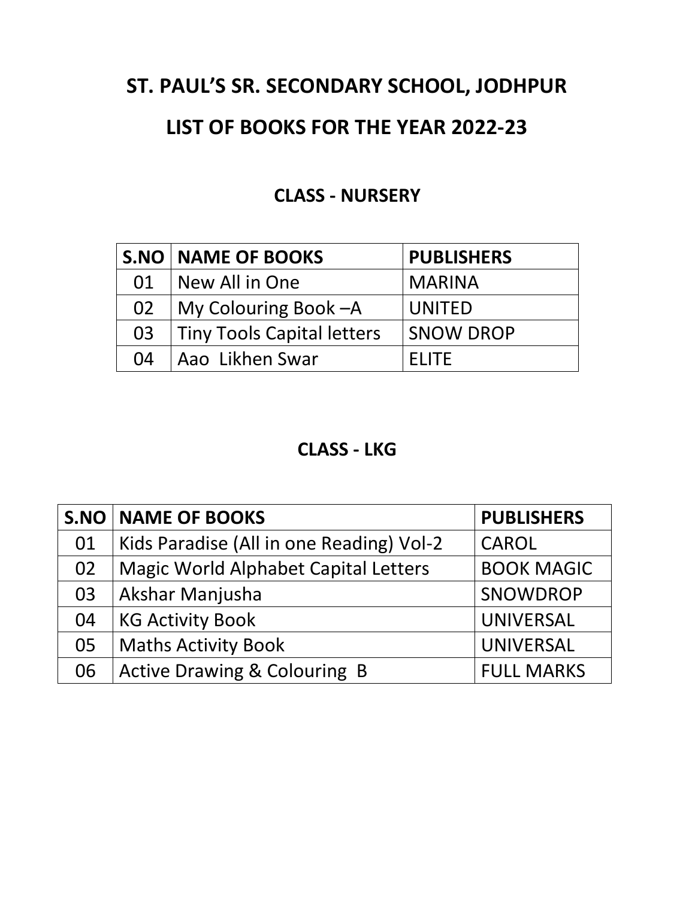# ST. PAUL'S SR. SECONDARY SCHOOL, JODHPUR

# LIST OF BOOKS FOR THE YEAR 2022-23

## CLASS - NURSERY

| S.NO | NAME OF BOOKS | PUBLISHERS |
|---|---|---|
| 01 | New All in One | MARINA |
| 02 | My Colouring Book –A | UNITED |
| 03 | Tiny Tools Capital letters | SNOW DROP |
| 04 | Aao Likhen Swar | ELITE |

## CLASS - LKG

| S.NO | NAME OF BOOKS | PUBLISHERS |
|---|---|---|
| 01 | Kids Paradise (All in one Reading) Vol-2 | CAROL |
| 02 | Magic World Alphabet Capital Letters | BOOK MAGIC |
| 03 | Akshar Manjusha | SNOWDROP |
| 04 | KG Activity Book | UNIVERSAL |
| 05 | Maths Activity Book | UNIVERSAL |
| 06 | Active Drawing & Colouring B | FULL MARKS |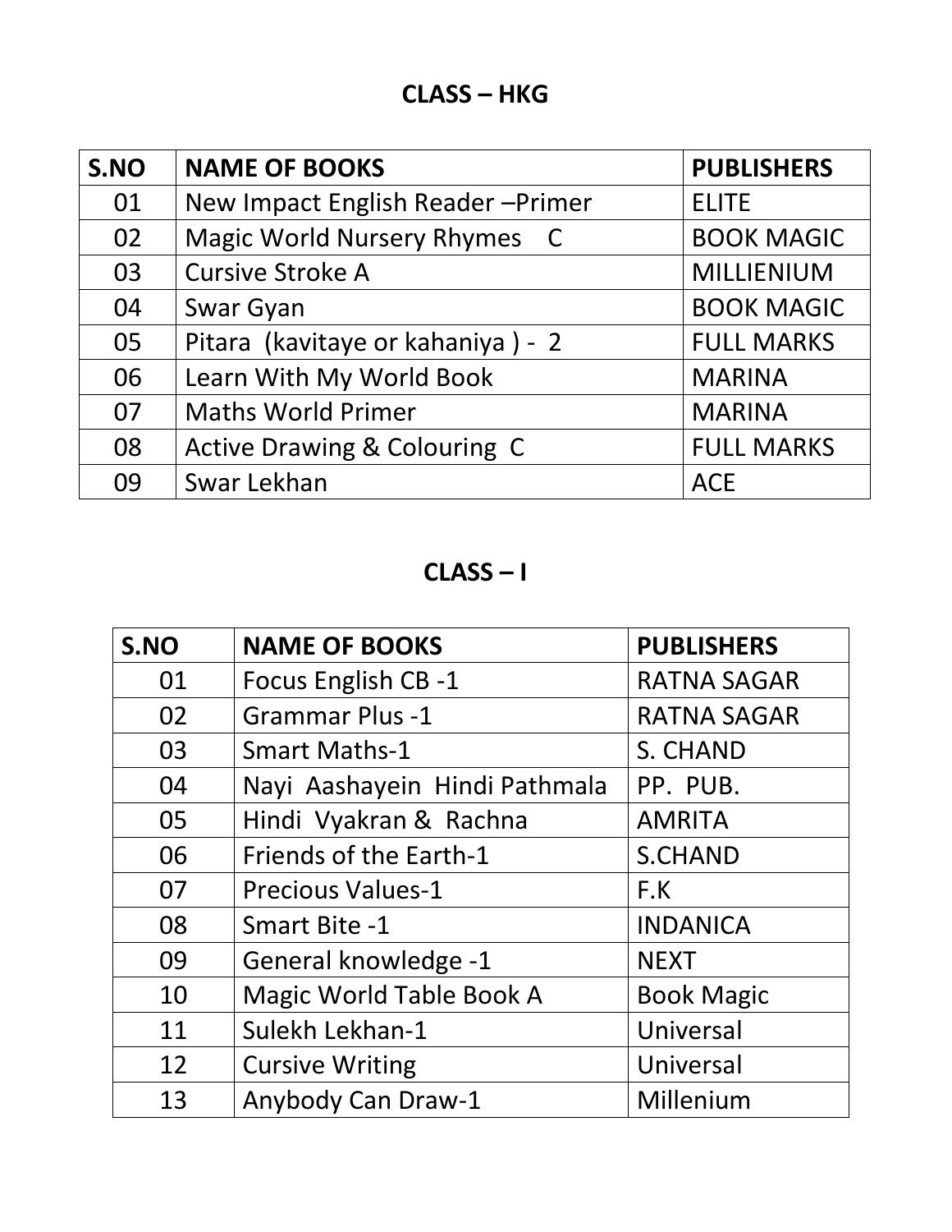## CLASS – HKG

| S.NO | NAME OF BOOKS | PUBLISHERS |
|---|---|---|
| 01 | New Impact English Reader –Primer | ELITE |
| 02 | Magic World Nursery Rhymes C | BOOK MAGIC |
| 03 | Cursive Stroke A | MILLIENIUM |
| 04 | Swar Gyan | BOOK MAGIC |
| 05 | Pitara (kavitaye or kahaniya ) - 2 | FULL MARKS |
| 06 | Learn With My World Book | MARINA |
| 07 | Maths World Primer | MARINA |
| 08 | Active Drawing & Colouring C | FULL MARKS |
| 09 | Swar Lekhan | ACE |

## CLASS – I

| S.NO | NAME OF BOOKS | PUBLISHERS |
|---|---|---|
| 01 | Focus English CB -1 | RATNA SAGAR |
| 02 | Grammar Plus -1 | RATNA SAGAR |
| 03 | Smart Maths-1 | S. CHAND |
| 04 | Nayi Aashayein Hindi Pathmala | PP. PUB. |
| 05 | Hindi Vyakran & Rachna | AMRITA |
| 06 | Friends of the Earth-1 | S.CHAND |
| 07 | Precious Values-1 | F.K |
| 08 | Smart Bite -1 | INDANICA |
| 09 | General knowledge -1 | NEXT |
| 10 | Magic World Table Book A | Book Magic |
| 11 | Sulekh Lekhan-1 | Universal |
| 12 | Cursive Writing | Universal |
| 13 | Anybody Can Draw-1 | Millenium |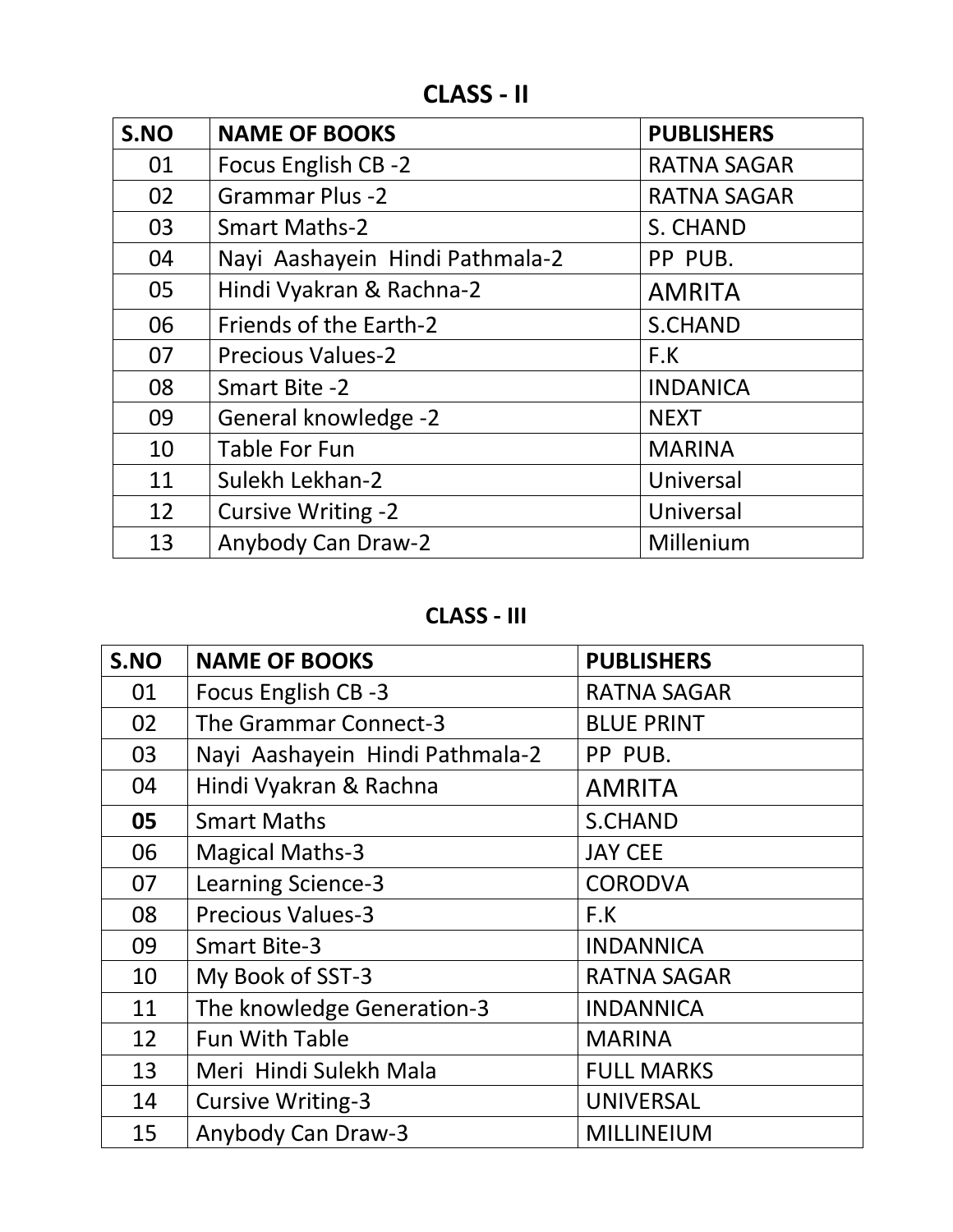# CLASS - II

| S.NO | NAME OF BOOKS | PUBLISHERS |
|---|---|---|
| 01 | Focus English CB -2 | RATNA SAGAR |
| 02 | Grammar Plus -2 | RATNA SAGAR |
| 03 | Smart Maths-2 | S. CHAND |
| 04 | Nayi Aashayein Hindi Pathmala-2 | PP PUB. |
| 05 | Hindi Vyakran & Rachna-2 | AMRITA |
| 06 | Friends of the Earth-2 | S.CHAND |
| 07 | Precious Values-2 | F.K |
| 08 | Smart Bite -2 | INDANICA |
| 09 | General knowledge -2 | NEXT |
| 10 | Table For Fun | MARINA |
| 11 | Sulekh Lekhan-2 | Universal |
| 12 | Cursive Writing -2 | Universal |
| 13 | Anybody Can Draw-2 | Millenium |

# CLASS - III

| S.NO | NAME OF BOOKS | PUBLISHERS |
|---|---|---|
| 01 | Focus English CB -3 | RATNA SAGAR |
| 02 | The Grammar Connect-3 | BLUE PRINT |
| 03 | Nayi Aashayein Hindi Pathmala-2 | PP PUB. |
| 04 | Hindi Vyakran & Rachna | AMRITA |
| **05** | Smart Maths | S.CHAND |
| 06 | Magical Maths-3 | JAY CEE |
| 07 | Learning Science-3 | CORODVA |
| 08 | Precious Values-3 | F.K |
| 09 | Smart Bite-3 | INDANNICA |
| 10 | My Book of SST-3 | RATNA SAGAR |
| 11 | The knowledge Generation-3 | INDANNICA |
| 12 | Fun With Table | MARINA |
| 13 | Meri Hindi Sulekh Mala | FULL MARKS |
| 14 | Cursive Writing-3 | UNIVERSAL |
| 15 | Anybody Can Draw-3 | MILLINEIUM |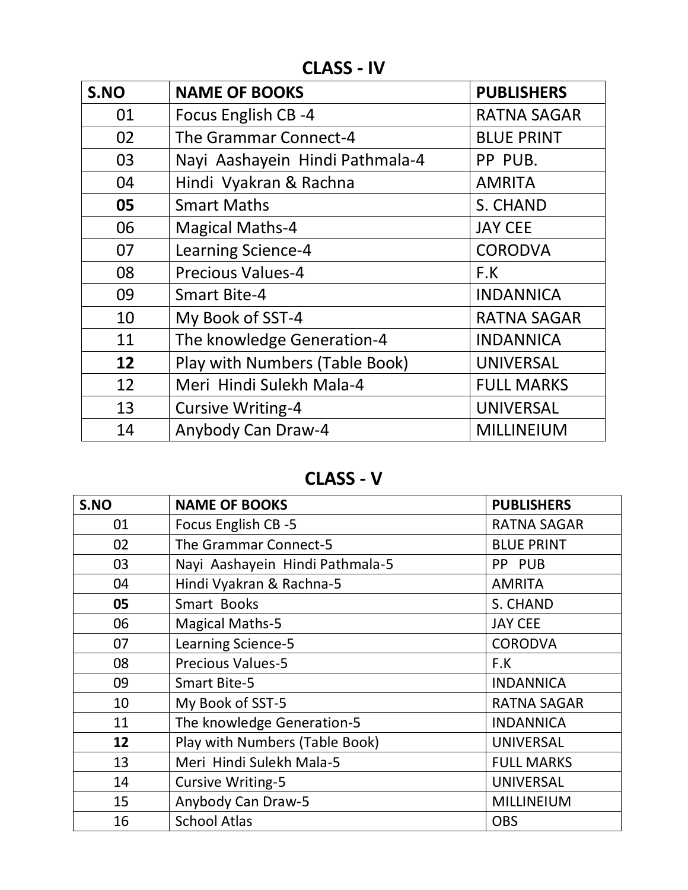## CLASS - IV

| S.NO | NAME OF BOOKS | PUBLISHERS |
|---|---|---|
| 01 | Focus English CB -4 | RATNA SAGAR |
| 02 | The Grammar Connect-4 | BLUE PRINT |
| 03 | Nayi Aashayein Hindi Pathmala-4 | PP PUB. |
| 04 | Hindi Vyakran & Rachna | AMRITA |
| **05** | Smart Maths | S. CHAND |
| 06 | Magical Maths-4 | JAY CEE |
| 07 | Learning Science-4 | CORODVA |
| 08 | Precious Values-4 | F.K |
| 09 | Smart Bite-4 | INDANNICA |
| 10 | My Book of SST-4 | RATNA SAGAR |
| 11 | The knowledge Generation-4 | INDANNICA |
| **12** | Play with Numbers (Table Book) | UNIVERSAL |
| 12 | Meri Hindi Sulekh Mala-4 | FULL MARKS |
| 13 | Cursive Writing-4 | UNIVERSAL |
| 14 | Anybody Can Draw-4 | MILLINEIUM |

## CLASS - V

| S.NO | NAME OF BOOKS | PUBLISHERS |
|---|---|---|
| 01 | Focus English CB -5 | RATNA SAGAR |
| 02 | The Grammar Connect-5 | BLUE PRINT |
| 03 | Nayi Aashayein Hindi Pathmala-5 | PP PUB |
| 04 | Hindi Vyakran & Rachna-5 | AMRITA |
| **05** | Smart Books | S. CHAND |
| 06 | Magical Maths-5 | JAY CEE |
| 07 | Learning Science-5 | CORODVA |
| 08 | Precious Values-5 | F.K |
| 09 | Smart Bite-5 | INDANNICA |
| 10 | My Book of SST-5 | RATNA SAGAR |
| 11 | The knowledge Generation-5 | INDANNICA |
| **12** | Play with Numbers (Table Book) | UNIVERSAL |
| 13 | Meri Hindi Sulekh Mala-5 | FULL MARKS |
| 14 | Cursive Writing-5 | UNIVERSAL |
| 15 | Anybody Can Draw-5 | MILLINEIUM |
| 16 | School Atlas | OBS |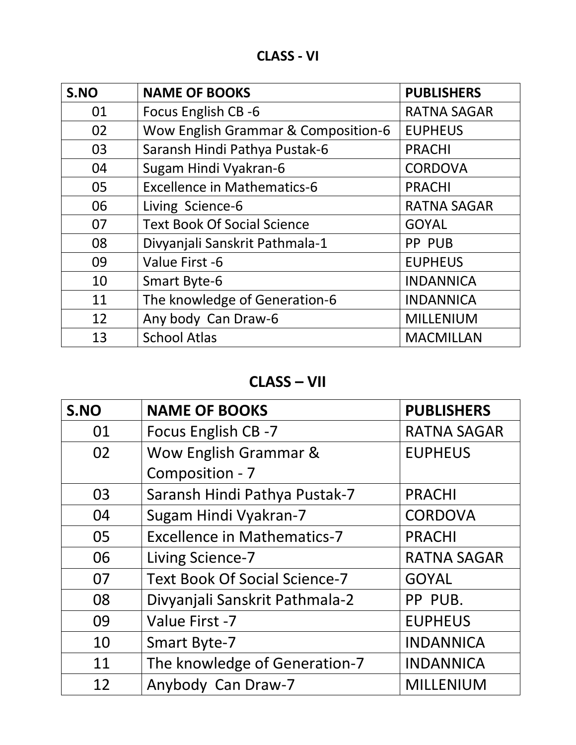## CLASS - VI

| S.NO | NAME OF BOOKS | PUBLISHERS |
|---|---|---|
| 01 | Focus English CB -6 | RATNA SAGAR |
| 02 | Wow English Grammar & Composition-6 | EUPHEUS |
| 03 | Saransh Hindi Pathya Pustak-6 | PRACHI |
| 04 | Sugam Hindi Vyakran-6 | CORDOVA |
| 05 | Excellence in Mathematics-6 | PRACHI |
| 06 | Living Science-6 | RATNA SAGAR |
| 07 | Text Book Of Social Science | GOYAL |
| 08 | Divyanjali Sanskrit Pathmala-1 | PP PUB |
| 09 | Value First -6 | EUPHEUS |
| 10 | Smart Byte-6 | INDANNICA |
| 11 | The knowledge of Generation-6 | INDANNICA |
| 12 | Any body Can Draw-6 | MILLENIUM |
| 13 | School Atlas | MACMILLAN |

## CLASS – VII

| S.NO | NAME OF BOOKS | PUBLISHERS |
|---|---|---|
| 01 | Focus English CB -7 | RATNA SAGAR |
| 02 | Wow English Grammar & Composition - 7 | EUPHEUS |
| 03 | Saransh Hindi Pathya Pustak-7 | PRACHI |
| 04 | Sugam Hindi Vyakran-7 | CORDOVA |
| 05 | Excellence in Mathematics-7 | PRACHI |
| 06 | Living Science-7 | RATNA SAGAR |
| 07 | Text Book Of Social Science-7 | GOYAL |
| 08 | Divyanjali Sanskrit Pathmala-2 | PP PUB. |
| 09 | Value First -7 | EUPHEUS |
| 10 | Smart Byte-7 | INDANNICA |
| 11 | The knowledge of Generation-7 | INDANNICA |
| 12 | Anybody Can Draw-7 | MILLENIUM |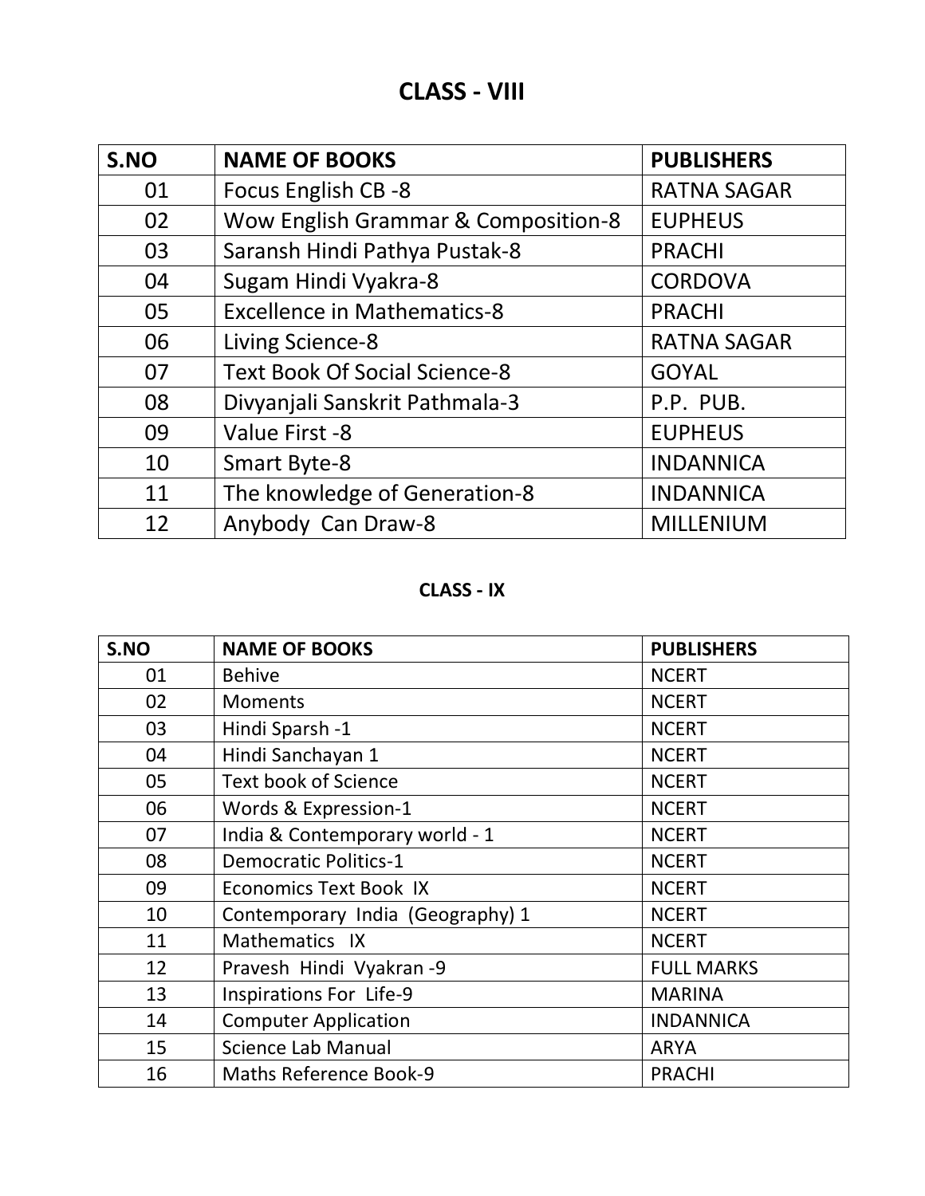# CLASS - VIII

| S.NO | NAME OF BOOKS | PUBLISHERS |
|---|---|---|
| 01 | Focus English CB -8 | RATNA SAGAR |
| 02 | Wow English Grammar & Composition-8 | EUPHEUS |
| 03 | Saransh Hindi Pathya Pustak-8 | PRACHI |
| 04 | Sugam Hindi Vyakra-8 | CORDOVA |
| 05 | Excellence in Mathematics-8 | PRACHI |
| 06 | Living Science-8 | RATNA SAGAR |
| 07 | Text Book Of Social Science-8 | GOYAL |
| 08 | Divyanjali Sanskrit Pathmala-3 | P.P. PUB. |
| 09 | Value First -8 | EUPHEUS |
| 10 | Smart Byte-8 | INDANNICA |
| 11 | The knowledge of Generation-8 | INDANNICA |
| 12 | Anybody Can Draw-8 | MILLENIUM |

## CLASS - IX

| S.NO | NAME OF BOOKS | PUBLISHERS |
|---|---|---|
| 01 | Behive | NCERT |
| 02 | Moments | NCERT |
| 03 | Hindi Sparsh -1 | NCERT |
| 04 | Hindi Sanchayan 1 | NCERT |
| 05 | Text book of Science | NCERT |
| 06 | Words & Expression-1 | NCERT |
| 07 | India & Contemporary world - 1 | NCERT |
| 08 | Democratic Politics-1 | NCERT |
| 09 | Economics Text Book IX | NCERT |
| 10 | Contemporary India (Geography) 1 | NCERT |
| 11 | Mathematics IX | NCERT |
| 12 | Pravesh Hindi Vyakran -9 | FULL MARKS |
| 13 | Inspirations For Life-9 | MARINA |
| 14 | Computer Application | INDANNICA |
| 15 | Science Lab Manual | ARYA |
| 16 | Maths Reference Book-9 | PRACHI |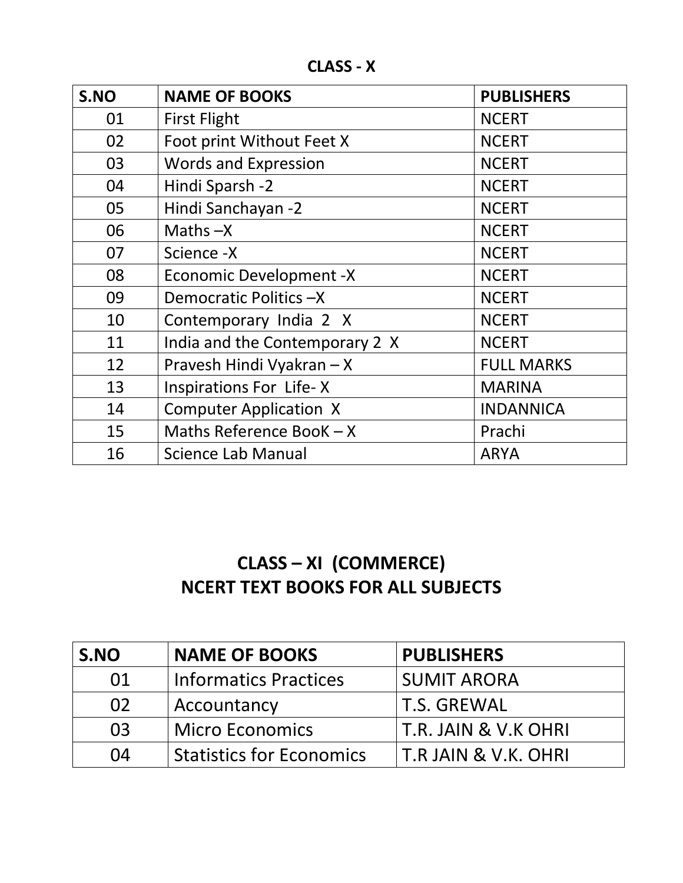## CLASS - X

| S.NO | NAME OF BOOKS | PUBLISHERS |
|---|---|---|
| 01 | First Flight | NCERT |
| 02 | Foot print Without Feet X | NCERT |
| 03 | Words and Expression | NCERT |
| 04 | Hindi Sparsh -2 | NCERT |
| 05 | Hindi Sanchayan -2 | NCERT |
| 06 | Maths –X | NCERT |
| 07 | Science -X | NCERT |
| 08 | Economic Development -X | NCERT |
| 09 | Democratic Politics –X | NCERT |
| 10 | Contemporary India 2 X | NCERT |
| 11 | India and the Contemporary 2 X | NCERT |
| 12 | Pravesh Hindi Vyakran – X | FULL MARKS |
| 13 | Inspirations For Life- X | MARINA |
| 14 | Computer Application X | INDANNICA |
| 15 | Maths Reference BooK – X | Prachi |
| 16 | Science Lab Manual | ARYA |

## CLASS – XI (COMMERCE)
## NCERT TEXT BOOKS FOR ALL SUBJECTS

| S.NO | NAME OF BOOKS | PUBLISHERS |
|---|---|---|
| 01 | Informatics Practices | SUMIT ARORA |
| 02 | Accountancy | T.S. GREWAL |
| 03 | Micro Economics | T.R. JAIN & V.K OHRI |
| 04 | Statistics for Economics | T.R JAIN & V.K. OHRI |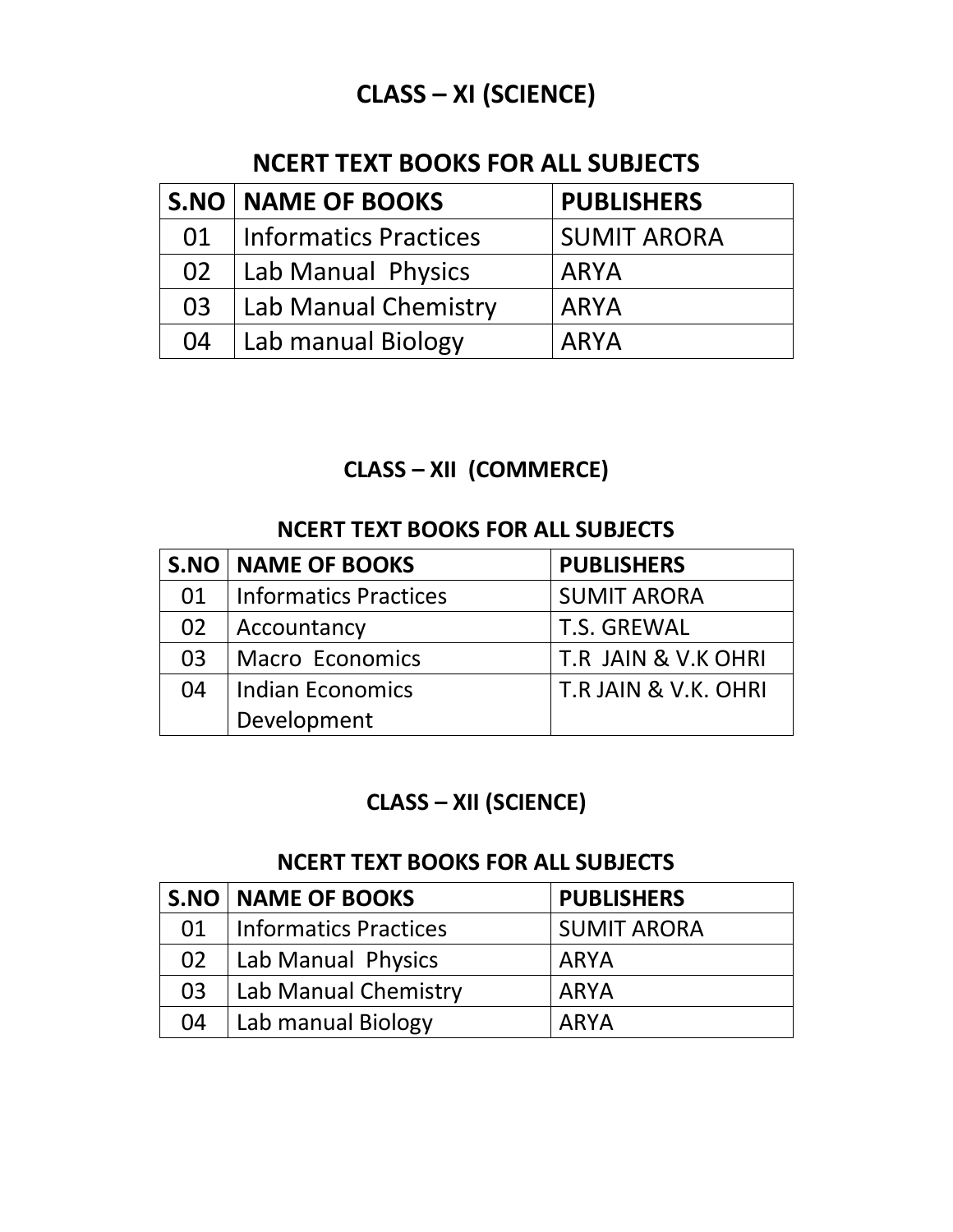# CLASS – XI (SCIENCE)

## NCERT TEXT BOOKS FOR ALL SUBJECTS

| S.NO | NAME OF BOOKS | PUBLISHERS |
| --- | --- | --- |
| 01 | Informatics Practices | SUMIT ARORA |
| 02 | Lab Manual Physics | ARYA |
| 03 | Lab Manual Chemistry | ARYA |
| 04 | Lab manual Biology | ARYA |

## CLASS – XII (COMMERCE)

### NCERT TEXT BOOKS FOR ALL SUBJECTS

| S.NO | NAME OF BOOKS | PUBLISHERS |
| --- | --- | --- |
| 01 | Informatics Practices | SUMIT ARORA |
| 02 | Accountancy | T.S. GREWAL |
| 03 | Macro Economics | T.R JAIN & V.K OHRI |
| 04 | Indian Economics Development | T.R JAIN & V.K. OHRI |

## CLASS – XII (SCIENCE)

### NCERT TEXT BOOKS FOR ALL SUBJECTS

| S.NO | NAME OF BOOKS | PUBLISHERS |
| --- | --- | --- |
| 01 | Informatics Practices | SUMIT ARORA |
| 02 | Lab Manual Physics | ARYA |
| 03 | Lab Manual Chemistry | ARYA |
| 04 | Lab manual Biology | ARYA |